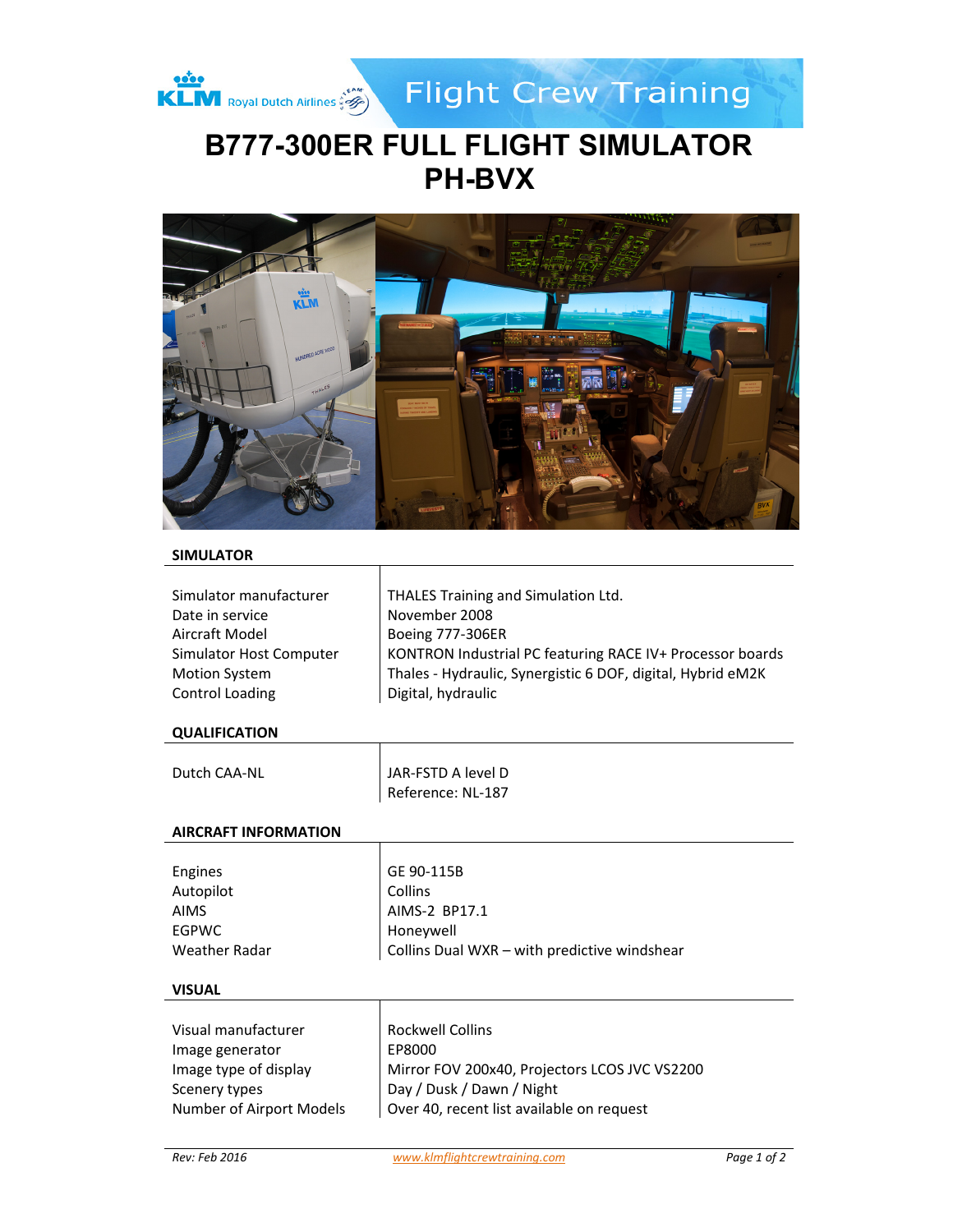# B777-300ER FULL FLIGHT SIMULATOR PH-BVX

## SIMULATOR

| | |
|---|---|
| Simulator manufacturer | THALES Training and Simulation Ltd. |
| Date in service | November 2008 |
| Aircraft Model | Boeing 777-306ER |
| Simulator Host Computer | KONTRON Industrial PC featuring RACE IV+ Processor boards |
| Motion System | Thales - Hydraulic, Synergistic 6 DOF, digital, Hybrid eM2K |
| Control Loading | Digital, hydraulic |

## QUALIFICATION

| | |
|---|---|
| Dutch CAA-NL | JAR-FSTD A level D<br>Reference: NL-187 |

## AIRCRAFT INFORMATION

| | |
|---|---|
| Engines | GE 90-115B |
| Autopilot | Collins |
| AIMS | AIMS-2 BP17.1 |
| EGPWC | Honeywell |
| Weather Radar | Collins Dual WXR – with predictive windshear |

## VISUAL

| | |
|---|---|
| Visual manufacturer | Rockwell Collins |
| Image generator | EP8000 |
| Image type of display | Mirror FOV 200x40, Projectors LCOS JVC VS2200 |
| Scenery types | Day / Dusk / Dawn / Night |
| Number of Airport Models | Over 40, recent list available on request |

*Rev: Feb 2016* www.klmflightcrewtraining.com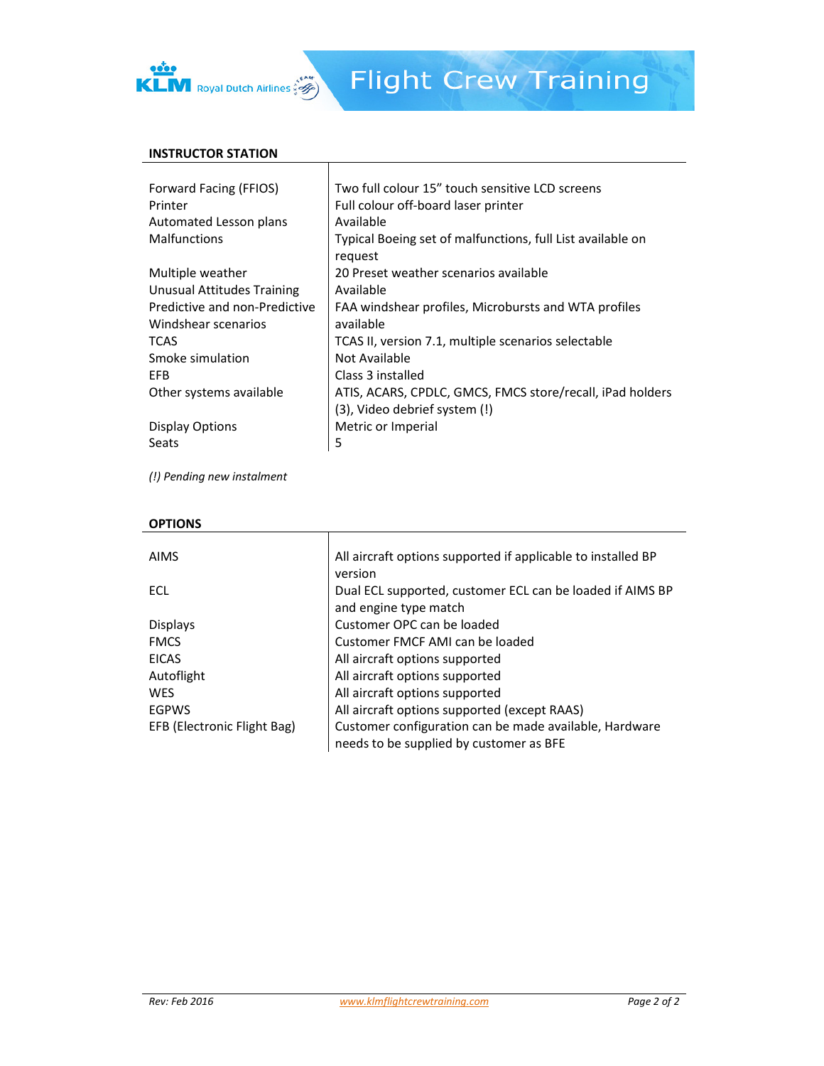## INSTRUCTOR STATION

| | |
|---|---|
| Forward Facing (FFIOS) | Two full colour 15" touch sensitive LCD screens |
| Printer | Full colour off-board laser printer |
| Automated Lesson plans | Available |
| Malfunctions | Typical Boeing set of malfunctions, full List available on request |
| Multiple weather | 20 Preset weather scenarios available |
| Unusual Attitudes Training | Available |
| Predictive and non-Predictive Windshear scenarios | FAA windshear profiles, Microbursts and WTA profiles available |
| TCAS | TCAS II, version 7.1, multiple scenarios selectable |
| Smoke simulation | Not Available |
| EFB | Class 3 installed |
| Other systems available | ATIS, ACARS, CPDLC, GMCS, FMCS store/recall, iPad holders (3), Video debrief system (!) |
| Display Options | Metric or Imperial |
| Seats | 5 |

*(!) Pending new instalment*

## OPTIONS

| | |
|---|---|
| AIMS | All aircraft options supported if applicable to installed BP version |
| ECL | Dual ECL supported, customer ECL can be loaded if AIMS BP and engine type match |
| Displays | Customer OPC can be loaded |
| FMCS | Customer FMCF AMI can be loaded |
| EICAS | All aircraft options supported |
| Autoflight | All aircraft options supported |
| WES | All aircraft options supported |
| EGPWS | All aircraft options supported (except RAAS) |
| EFB (Electronic Flight Bag) | Customer configuration can be made available, Hardware needs to be supplied by customer as BFE |